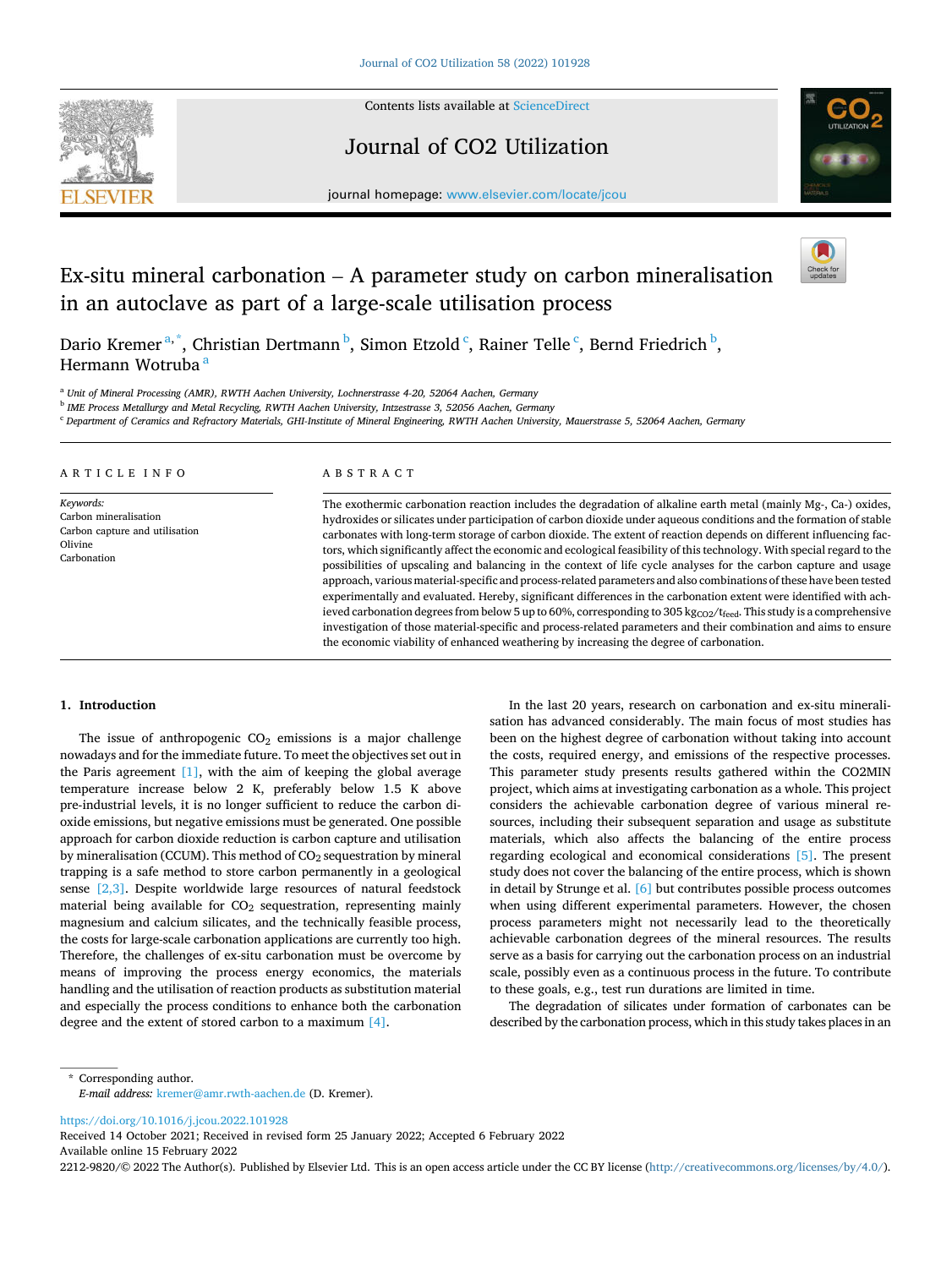# Ex-situ mineral carbonation – A parameter study on carbon mineralisation in an autoclave as part of a large-scale utilisation process

Dario Kremer [a,*], Christian Dertmann [b], Simon Etzold [c], Rainer Telle [c], Bernd Friedrich [b], Hermann Wotruba [a]

[a] Unit of Mineral Processing (AMR), RWTH Aachen University, Lochnerstrasse 4-20, 52064 Aachen, Germany

[b] IME Process Metallurgy and Metal Recycling, RWTH Aachen University, Intzestrasse 3, 52056 Aachen, Germany

[c] Department of Ceramics and Refractory Materials, GHI-Institute of Mineral Engineering, RWTH Aachen University, Mauerstrasse 5, 52064 Aachen, Germany

## ARTICLE INFO

*Keywords:*
Carbon mineralisation
Carbon capture and utilisation
Olivine
Carbonation

## ABSTRACT

The exothermic carbonation reaction includes the degradation of alkaline earth metal (mainly Mg-, Ca-) oxides, hydroxides or silicates under participation of carbon dioxide under aqueous conditions and the formation of stable carbonates with long-term storage of carbon dioxide. The extent of reaction depends on different influencing factors, which significantly affect the economic and ecological feasibility of this technology. With special regard to the possibilities of upscaling and balancing in the context of life cycle analyses for the carbon capture and usage approach, various material-specific and process-related parameters and also combinations of these have been tested experimentally and evaluated. Hereby, significant differences in the carbonation extent were identified with achieved carbonation degrees from below 5 up to 60%, corresponding to 305 $kg_{CO2}/t_{feed}$. This study is a comprehensive investigation of those material-specific and process-related parameters and their combination and aims to ensure the economic viability of enhanced weathering by increasing the degree of carbonation.

## 1. Introduction

The issue of anthropogenic $CO_2$ emissions is a major challenge nowadays and for the immediate future. To meet the objectives set out in the Paris agreement [1], with the aim of keeping the global average temperature increase below 2 K, preferably below 1.5 K above pre-industrial levels, it is no longer sufficient to reduce the carbon dioxide emissions, but negative emissions must be generated. One possible approach for carbon dioxide reduction is carbon capture and utilisation by mineralisation (CCUM). This method of $CO_2$ sequestration by mineral trapping is a safe method to store carbon permanently in a geological sense [2,3]. Despite worldwide large resources of natural feedstock material being available for $CO_2$ sequestration, representing mainly magnesium and calcium silicates, and the technically feasible process, the costs for large-scale carbonation applications are currently too high. Therefore, the challenges of ex-situ carbonation must be overcome by means of improving the process energy economics, the materials handling and the utilisation of reaction products as substitution material and especially the process conditions to enhance both the carbonation degree and the extent of stored carbon to a maximum [4].

In the last 20 years, research on carbonation and ex-situ mineralisation has advanced considerably. The main focus of most studies has been on the highest degree of carbonation without taking into account the costs, required energy, and emissions of the respective processes. This parameter study presents results gathered within the CO2MIN project, which aims at investigating carbonation as a whole. This project considers the achievable carbonation degree of various mineral resources, including their subsequent separation and usage as substitute materials, which also affects the balancing of the entire process regarding ecological and economical considerations [5]. The present study does not cover the balancing of the entire process, which is shown in detail by Strunge et al. [6] but contributes possible process outcomes when using different experimental parameters. However, the chosen process parameters might not necessarily lead to the theoretically achievable carbonation degrees of the mineral resources. The results serve as a basis for carrying out the carbonation process on an industrial scale, possibly even as a continuous process in the future. To contribute to these goals, e.g., test run durations are limited in time.

The degradation of silicates under formation of carbonates can be described by the carbonation process, which in this study takes places in an

* Corresponding author.
*E-mail address:* kremer@amr.rwth-aachen.de (D. Kremer).

https://doi.org/10.1016/j.jcou.2022.101928
Received 14 October 2021; Received in revised form 25 January 2022; Accepted 6 February 2022
Available online 15 February 2022
2212-9820/© 2022 The Author(s). Published by Elsevier Ltd. This is an open access article under the CC BY license (http://creativecommons.org/licenses/by/4.0/).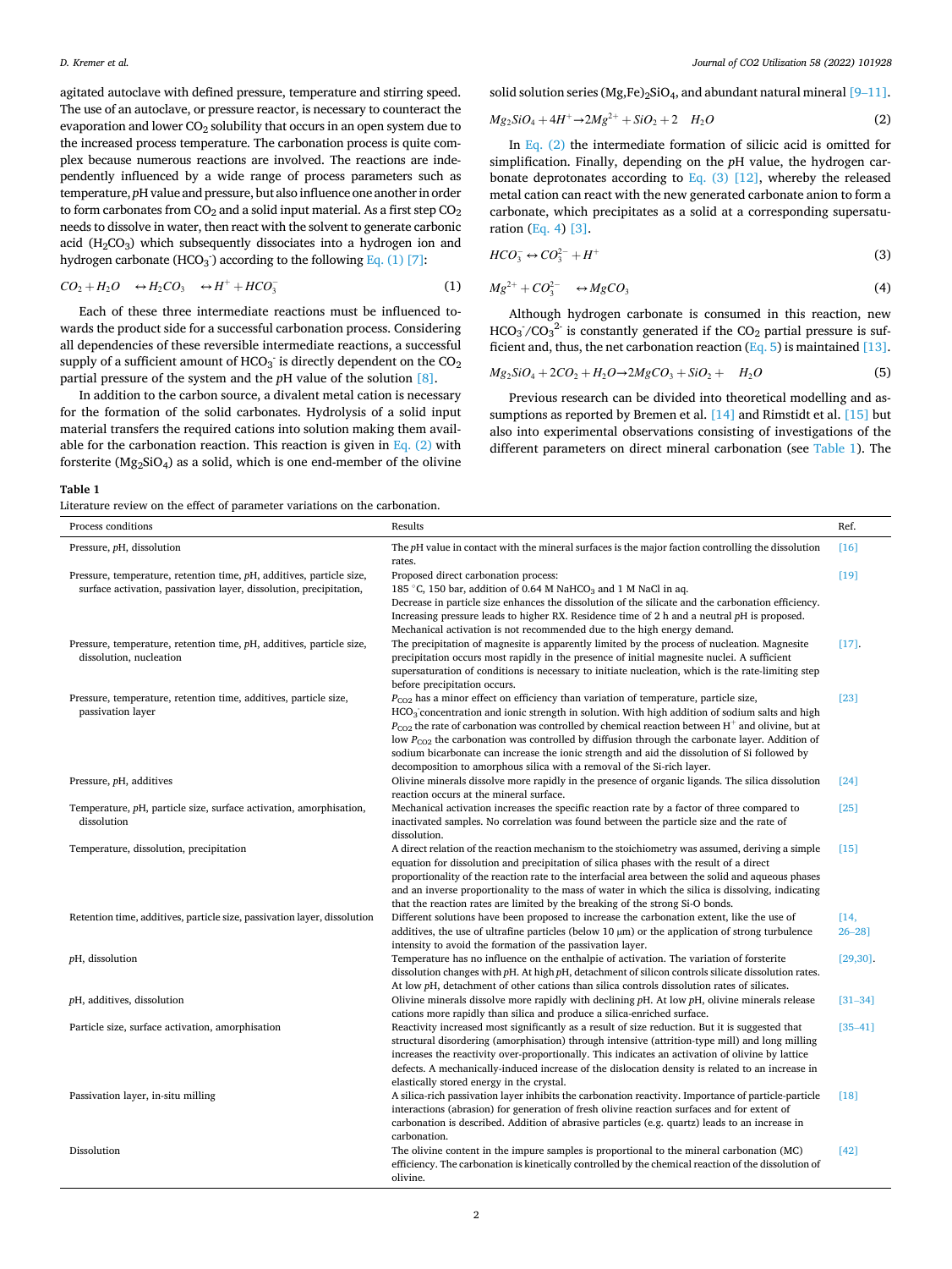agitated autoclave with defined pressure, temperature and stirring speed. The use of an autoclave, or pressure reactor, is necessary to counteract the evaporation and lower $CO_2$ solubility that occurs in an open system due to the increased process temperature. The carbonation process is quite complex because numerous reactions are involved. The reactions are independently influenced by a wide range of process parameters such as temperature, *p*H value and pressure, but also influence one another in order to form carbonates from $CO_2$ and a solid input material. As a first step $CO_2$ needs to dissolve in water, then react with the solvent to generate carbonic acid ($H_2CO_3$) which subsequently dissociates into a hydrogen ion and hydrogen carbonate ($HCO_3^-$) according to the following Eq. (1) [7]:

$$CO_2 + H_2O \quad \leftrightarrow H_2CO_3 \quad \leftrightarrow H^+ + HCO_3^- \tag{1}$$

Each of these three intermediate reactions must be influenced towards the product side for a successful carbonation process. Considering all dependencies of these reversible intermediate reactions, a successful supply of a sufficient amount of $HCO_3^-$ is directly dependent on the $CO_2$ partial pressure of the system and the *p*H value of the solution [8].

In addition to the carbon source, a divalent metal cation is necessary for the formation of the solid carbonates. Hydrolysis of a solid input material transfers the required cations into solution making them available for the carbonation reaction. This reaction is given in Eq. (2) with forsterite ($Mg_2SiO_4$) as a solid, which is one end-member of the olivine solid solution series $(Mg,Fe)_2SiO_4$, and abundant natural mineral [9–11].

$$Mg_2SiO_4 + 4H^+ \rightarrow 2Mg^{2+} + SiO_2 + 2 \quad H_2O \tag{2}$$

In Eq. (2) the intermediate formation of silicic acid is omitted for simplification. Finally, depending on the *p*H value, the hydrogen carbonate deprotonates according to Eq. (3) [12], whereby the released metal cation can react with the new generated carbonate anion to form a carbonate, which precipitates as a solid at a corresponding supersaturation (Eq. 4) [3].

$$HCO_3^- \leftrightarrow CO_3^{2-} + H^+ \tag{3}$$

$$Mg^{2+} + CO_3^{2-} \quad \leftrightarrow MgCO_3 \tag{4}$$

Although hydrogen carbonate is consumed in this reaction, new $HCO_3^-/CO_3^{2-}$ is constantly generated if the $CO_2$ partial pressure is sufficient and, thus, the net carbonation reaction (Eq. 5) is maintained [13].

$$Mg_2SiO_4 + 2CO_2 + H_2O \rightarrow 2MgCO_3 + SiO_2 + \quad H_2O \tag{5}$$

Previous research can be divided into theoretical modelling and assumptions as reported by Bremen et al. [14] and Rimstidt et al. [15] but also into experimental observations consisting of investigations of the different parameters on direct mineral carbonation (see Table 1). The

**Table 1**
Literature review on the effect of parameter variations on the carbonation.

| Process conditions | Results | Ref. |
|---|---|---|
| Pressure, *p*H, dissolution | The *p*H value in contact with the mineral surfaces is the major faction controlling the dissolution rates. | [16] |
| Pressure, temperature, retention time, *p*H, additives, particle size, surface activation, passivation layer, dissolution, precipitation, | Proposed direct carbonation process: 185 °C, 150 bar, addition of 0.64 M $NaHCO_3$ and 1 M NaCl in aq. Decrease in particle size enhances the dissolution of the silicate and the carbonation efficiency. Increasing pressure leads to higher RX. Residence time of 2 h and a neutral *p*H is proposed. Mechanical activation is not recommended due to the high energy demand. | [19] |
| Pressure, temperature, retention time, *p*H, additives, particle size, dissolution, nucleation | The precipitation of magnesite is apparently limited by the process of nucleation. Magnesite precipitation occurs most rapidly in the presence of initial magnesite nuclei. A sufficient supersaturation of conditions is necessary to initiate nucleation, which is the rate-limiting step before precipitation occurs. | [17]. |
| Pressure, temperature, retention time, additives, particle size, passivation layer | $P_{CO2}$ has a minor effect on efficiency than variation of temperature, particle size, $HCO_3^-$concentration and ionic strength in solution. With high addition of sodium salts and high $P_{CO2}$ the rate of carbonation was controlled by chemical reaction between $H^+$ and olivine, but at low $P_{CO2}$ the carbonation was controlled by diffusion through the carbonate layer. Addition of sodium bicarbonate can increase the ionic strength and aid the dissolution of Si followed by decomposition to amorphous silica with a removal of the Si-rich layer. | [23] |
| Pressure, *p*H, additives | Olivine minerals dissolve more rapidly in the presence of organic ligands. The silica dissolution reaction occurs at the mineral surface. | [24] |
| Temperature, *p*H, particle size, surface activation, amorphisation, dissolution | Mechanical activation increases the specific reaction rate by a factor of three compared to inactivated samples. No correlation was found between the particle size and the rate of dissolution. | [25] |
| Temperature, dissolution, precipitation | A direct relation of the reaction mechanism to the stoichiometry was assumed, deriving a simple equation for dissolution and precipitation of silica phases with the result of a direct proportionality of the reaction rate to the interfacial area between the solid and aqueous phases and an inverse proportionality to the mass of water in which the silica is dissolving, indicating that the reaction rates are limited by the breaking of the strong Si-O bonds. | [15] |
| Retention time, additives, particle size, passivation layer, dissolution | Different solutions have been proposed to increase the carbonation extent, like the use of additives, the use of ultrafine particles (below 10 µm) or the application of strong turbulence intensity to avoid the formation of the passivation layer. | [14, 26–28] |
| *p*H, dissolution | Temperature has no influence on the enthalpie of activation. The variation of forsterite dissolution changes with *p*H. At high *p*H, detachment of silicon controls silicate dissolution rates. At low *p*H, detachment of other cations than silica controls dissolution rates of silicates. | [29,30]. |
| *p*H, additives, dissolution | Olivine minerals dissolve more rapidly with declining *p*H. At low *p*H, olivine minerals release cations more rapidly than silica and produce a silica-enriched surface. | [31–34] |
| Particle size, surface activation, amorphisation | Reactivity increased most significantly as a result of size reduction. But it is suggested that structural disordering (amorphisation) through intensive (attrition-type mill) and long milling increases the reactivity over-proportionally. This indicates an activation of olivine by lattice defects. A mechanically-induced increase of the dislocation density is related to an increase in elastically stored energy in the crystal. | [35–41] |
| Passivation layer, in-situ milling | A silica-rich passivation layer inhibits the carbonation reactivity. Importance of particle-particle interactions (abrasion) for generation of fresh olivine reaction surfaces and for extent of carbonation is described. Addition of abrasive particles (e.g. quartz) leads to an increase in carbonation. | [18] |
| Dissolution | The olivine content in the impure samples is proportional to the mineral carbonation (MC) efficiency. The carbonation is kinetically controlled by the chemical reaction of the dissolution of olivine. | [42] |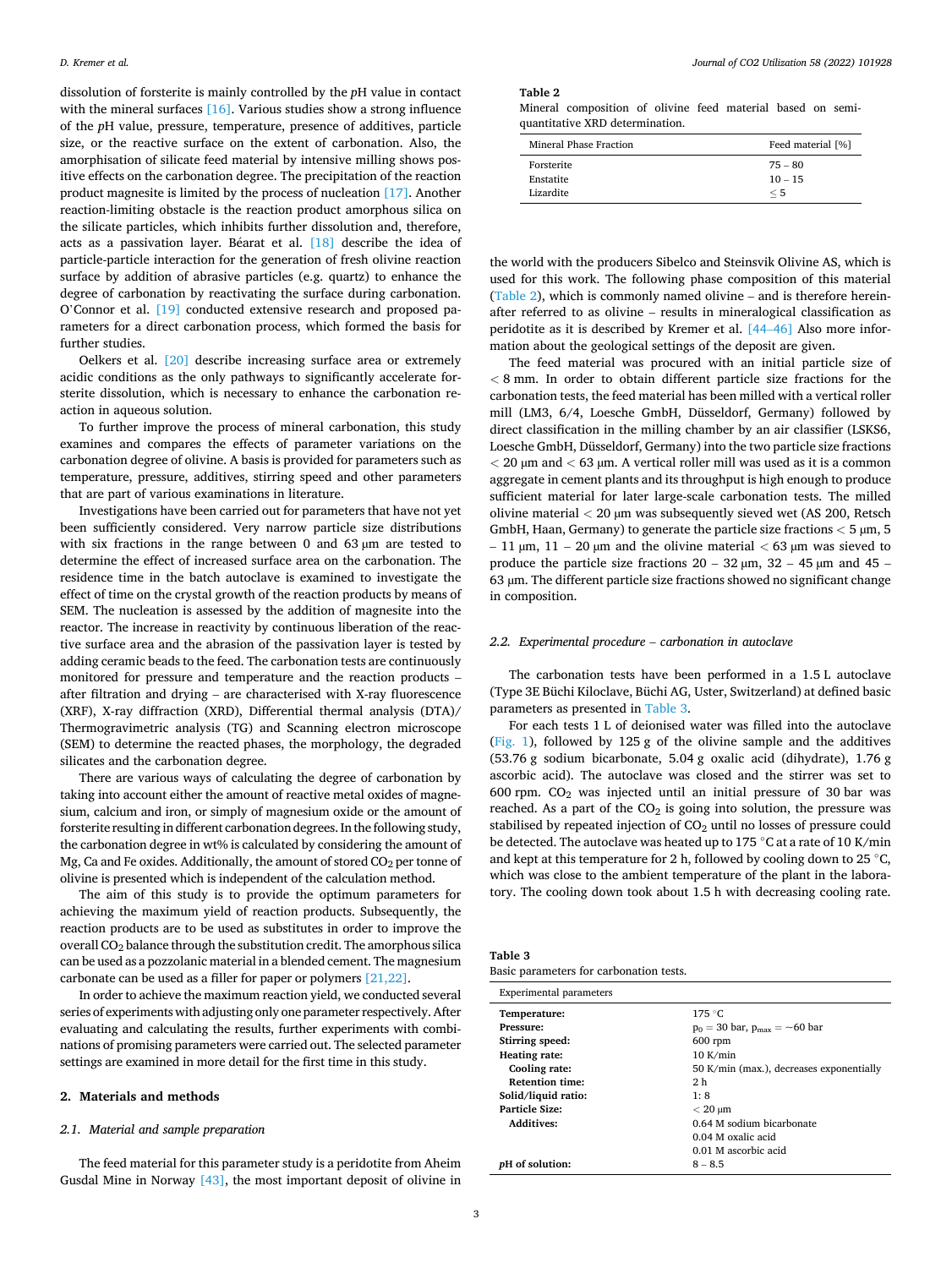dissolution of forsterite is mainly controlled by the *p*H value in contact with the mineral surfaces [16]. Various studies show a strong influence of the *p*H value, pressure, temperature, presence of additives, particle size, or the reactive surface on the extent of carbonation. Also, the amorphisation of silicate feed material by intensive milling shows positive effects on the carbonation degree. The precipitation of the reaction product magnesite is limited by the process of nucleation [17]. Another reaction-limiting obstacle is the reaction product amorphous silica on the silicate particles, which inhibits further dissolution and, therefore, acts as a passivation layer. Béarat et al. [18] describe the idea of particle-particle interaction for the generation of fresh olivine reaction surface by addition of abrasive particles (e.g. quartz) to enhance the degree of carbonation by reactivating the surface during carbonation. O´Connor et al. [19] conducted extensive research and proposed parameters for a direct carbonation process, which formed the basis for further studies.

Oelkers et al. [20] describe increasing surface area or extremely acidic conditions as the only pathways to significantly accelerate forsterite dissolution, which is necessary to enhance the carbonation reaction in aqueous solution.

To further improve the process of mineral carbonation, this study examines and compares the effects of parameter variations on the carbonation degree of olivine. A basis is provided for parameters such as temperature, pressure, additives, stirring speed and other parameters that are part of various examinations in literature.

Investigations have been carried out for parameters that have not yet been sufficiently considered. Very narrow particle size distributions with six fractions in the range between 0 and 63 µm are tested to determine the effect of increased surface area on the carbonation. The residence time in the batch autoclave is examined to investigate the effect of time on the crystal growth of the reaction products by means of SEM. The nucleation is assessed by the addition of magnesite into the reactor. The increase in reactivity by continuous liberation of the reactive surface area and the abrasion of the passivation layer is tested by adding ceramic beads to the feed. The carbonation tests are continuously monitored for pressure and temperature and the reaction products – after filtration and drying – are characterised with X-ray fluorescence (XRF), X-ray diffraction (XRD), Differential thermal analysis (DTA)/ Thermogravimetric analysis (TG) and Scanning electron microscope (SEM) to determine the reacted phases, the morphology, the degraded silicates and the carbonation degree.

There are various ways of calculating the degree of carbonation by taking into account either the amount of reactive metal oxides of magnesium, calcium and iron, or simply of magnesium oxide or the amount of forsterite resulting in different carbonation degrees. In the following study, the carbonation degree in wt% is calculated by considering the amount of Mg, Ca and Fe oxides. Additionally, the amount of stored $CO_2$ per tonne of olivine is presented which is independent of the calculation method.

The aim of this study is to provide the optimum parameters for achieving the maximum yield of reaction products. Subsequently, the reaction products are to be used as substitutes in order to improve the overall $CO_2$ balance through the substitution credit. The amorphous silica can be used as a pozzolanic material in a blended cement. The magnesium carbonate can be used as a filler for paper or polymers [21,22].

In order to achieve the maximum reaction yield, we conducted several series of experiments with adjusting only one parameter respectively. After evaluating and calculating the results, further experiments with combinations of promising parameters were carried out. The selected parameter settings are examined in more detail for the first time in this study.

## 2. Materials and methods

### 2.1. Material and sample preparation

The feed material for this parameter study is a peridotite from Aheim Gusdal Mine in Norway [43], the most important deposit of olivine in the world with the producers Sibelco and Steinsvik Olivine AS, which is used for this work. The following phase composition of this material (Table 2), which is commonly named olivine – and is therefore hereinafter referred to as olivine – results in mineralogical classification as peridotite as it is described by Kremer et al. [44–46] Also more information about the geological settings of the deposit are given.

**Table 2**
Mineral composition of olivine feed material based on semi-quantitative XRD determination.

| Mineral Phase Fraction | Feed material [%] |
|---|---|
| Forsterite | 75 – 80 |
| Enstatite | 10 – 15 |
| Lizardite | ≤ 5 |

The feed material was procured with an initial particle size of < 8 mm. In order to obtain different particle size fractions for the carbonation tests, the feed material has been milled with a vertical roller mill (LM3, 6/4, Loesche GmbH, Düsseldorf, Germany) followed by direct classification in the milling chamber by an air classifier (LSKS6, Loesche GmbH, Düsseldorf, Germany) into the two particle size fractions < 20 µm and < 63 µm. A vertical roller mill was used as it is a common aggregate in cement plants and its throughput is high enough to produce sufficient material for later large-scale carbonation tests. The milled olivine material < 20 µm was subsequently sieved wet (AS 200, Retsch GmbH, Haan, Germany) to generate the particle size fractions < 5 µm, 5 – 11 µm, 11 – 20 µm and the olivine material < 63 µm was sieved to produce the particle size fractions 20 – 32 µm, 32 – 45 µm and 45 – 63 µm. The different particle size fractions showed no significant change in composition.

### 2.2. Experimental procedure – carbonation in autoclave

The carbonation tests have been performed in a 1.5 L autoclave (Type 3E Büchi Kiloclave, Büchi AG, Uster, Switzerland) at defined basic parameters as presented in Table 3.

For each tests 1 L of deionised water was filled into the autoclave (Fig. 1), followed by 125 g of the olivine sample and the additives (53.76 g sodium bicarbonate, 5.04 g oxalic acid (dihydrate), 1.76 g ascorbic acid). The autoclave was closed and the stirrer was set to 600 rpm. $CO_2$ was injected until an initial pressure of 30 bar was reached. As a part of the $CO_2$ is going into solution, the pressure was stabilised by repeated injection of $CO_2$ until no losses of pressure could be detected. The autoclave was heated up to 175 °C at a rate of 10 K/min and kept at this temperature for 2 h, followed by cooling down to 25 °C, which was close to the ambient temperature of the plant in the laboratory. The cooling down took about 1.5 h with decreasing cooling rate.

**Table 3**
Basic parameters for carbonation tests.

| Experimental parameters | |
|---|---|
| **Temperature:** | 175 °C |
| **Pressure:** | $p_0 = 30$ bar, $p_{max} = \sim 60$ bar |
| **Stirring speed:** | 600 rpm |
| **Heating rate:** | 10 K/min |
| **Cooling rate:** | 50 K/min (max.), decreases exponentially |
| **Retention time:** | 2 h |
| **Solid/liquid ratio:** | 1: 8 |
| **Particle Size:** | < 20 µm |
| **Additives:** | 0.64 M sodium bicarbonate |
| | 0.04 M oxalic acid |
| | 0.01 M ascorbic acid |
| ***p*H of solution:** | 8 – 8.5 |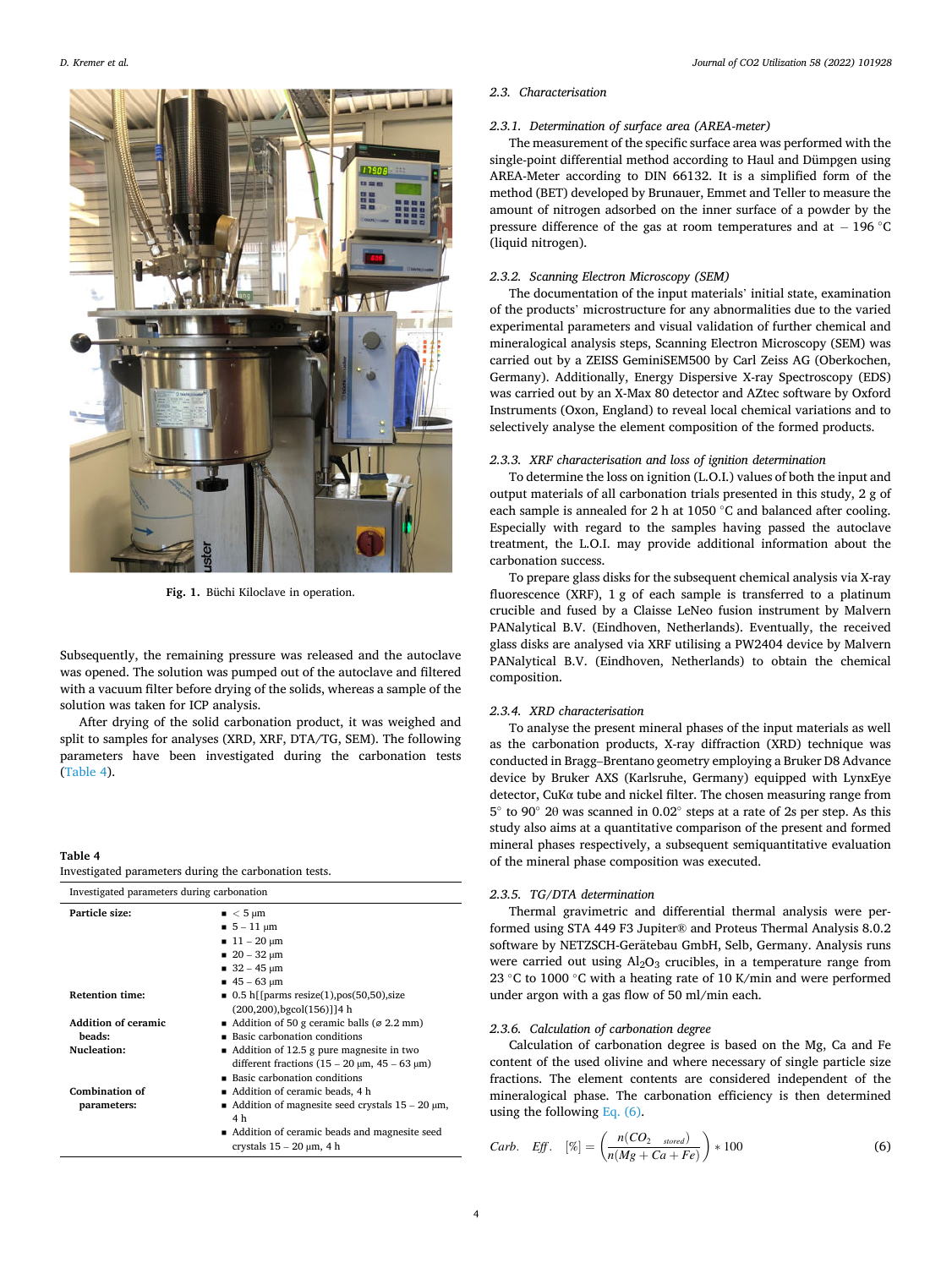Fig. 1. Büchi Kiloclave in operation.

Subsequently, the remaining pressure was released and the autoclave was opened. The solution was pumped out of the autoclave and filtered with a vacuum filter before drying of the solids, whereas a sample of the solution was taken for ICP analysis.

After drying of the solid carbonation product, it was weighed and split to samples for analyses (XRD, XRF, DTA/TG, SEM). The following parameters have been investigated during the carbonation tests (Table 4).

**Table 4**
Investigated parameters during the carbonation tests.

| Investigated parameters during carbonation | |
|---|---|
| **Particle size:** | ■ < 5 μm<br>■ 5 – 11 μm<br>■ 11 – 20 μm<br>■ 20 – 32 μm<br>■ 32 – 45 μm<br>■ 45 – 63 μm |
| **Retention time:** | ■ 0.5 h[[parms resize(1),pos(50,50),size (200,200),bgcol(156)]]4 h |
| **Addition of ceramic beads:** | ■ Addition of 50 g ceramic balls (⌀ 2.2 mm)<br>■ Basic carbonation conditions |
| **Nucleation:** | ■ Addition of 12.5 g pure magnesite in two different fractions (15 – 20 μm, 45 – 63 μm)<br>■ Basic carbonation conditions |
| **Combination of parameters:** | ■ Addition of ceramic beads, 4 h<br>■ Addition of magnesite seed crystals 15 – 20 μm, 4 h<br>■ Addition of ceramic beads and magnesite seed crystals 15 – 20 μm, 4 h |

### 2.3. Characterisation

#### 2.3.1. Determination of surface area (AREA-meter)

The measurement of the specific surface area was performed with the single-point differential method according to Haul and Dümpgen using AREA-Meter according to DIN 66132. It is a simplified form of the method (BET) developed by Brunauer, Emmet and Teller to measure the amount of nitrogen adsorbed on the inner surface of a powder by the pressure difference of the gas at room temperatures and at − 196 °C (liquid nitrogen).

#### 2.3.2. Scanning Electron Microscopy (SEM)

The documentation of the input materials' initial state, examination of the products' microstructure for any abnormalities due to the varied experimental parameters and visual validation of further chemical and mineralogical analysis steps, Scanning Electron Microscopy (SEM) was carried out by a ZEISS GeminiSEM500 by Carl Zeiss AG (Oberkochen, Germany). Additionally, Energy Dispersive X-ray Spectroscopy (EDS) was carried out by an X-Max 80 detector and AZtec software by Oxford Instruments (Oxon, England) to reveal local chemical variations and to selectively analyse the element composition of the formed products.

#### 2.3.3. XRF characterisation and loss of ignition determination

To determine the loss on ignition (L.O.I.) values of both the input and output materials of all carbonation trials presented in this study, 2 g of each sample is annealed for 2 h at 1050 °C and balanced after cooling. Especially with regard to the samples having passed the autoclave treatment, the L.O.I. may provide additional information about the carbonation success.

To prepare glass disks for the subsequent chemical analysis via X-ray fluorescence (XRF), 1 g of each sample is transferred to a platinum crucible and fused by a Claisse LeNeo fusion instrument by Malvern PANalytical B.V. (Eindhoven, Netherlands). Eventually, the received glass disks are analysed via XRF utilising a PW2404 device by Malvern PANalytical B.V. (Eindhoven, Netherlands) to obtain the chemical composition.

#### 2.3.4. XRD characterisation

To analyse the present mineral phases of the input materials as well as the carbonation products, X-ray diffraction (XRD) technique was conducted in Bragg–Brentano geometry employing a Bruker D8 Advance device by Bruker AXS (Karlsruhe, Germany) equipped with LynxEye detector, CuKα tube and nickel filter. The chosen measuring range from 5° to 90° 2θ was scanned in 0.02° steps at a rate of 2s per step. As this study also aims at a quantitative comparison of the present and formed mineral phases respectively, a subsequent semiquantitative evaluation of the mineral phase composition was executed.

#### 2.3.5. TG/DTA determination

Thermal gravimetric and differential thermal analysis were performed using STA 449 F3 Jupiter® and Proteus Thermal Analysis 8.0.2 software by NETZSCH-Gerätebau GmbH, Selb, Germany. Analysis runs were carried out using $Al_2O_3$ crucibles, in a temperature range from 23 °C to 1000 °C with a heating rate of 10 K/min and were performed under argon with a gas flow of 50 ml/min each.

#### 2.3.6. Calculation of carbonation degree

Calculation of carbonation degree is based on the Mg, Ca and Fe content of the used olivine and where necessary of single particle size fractions. The element contents are considered independent of the mineralogical phase. The carbonation efficiency is then determined using the following Eq. (6).

$$Carb.\quad Eff.\quad [\%] = \left(\frac{n(CO_{2\ \ stored})}{n(Mg + Ca + Fe)}\right) * 100 \tag{6}$$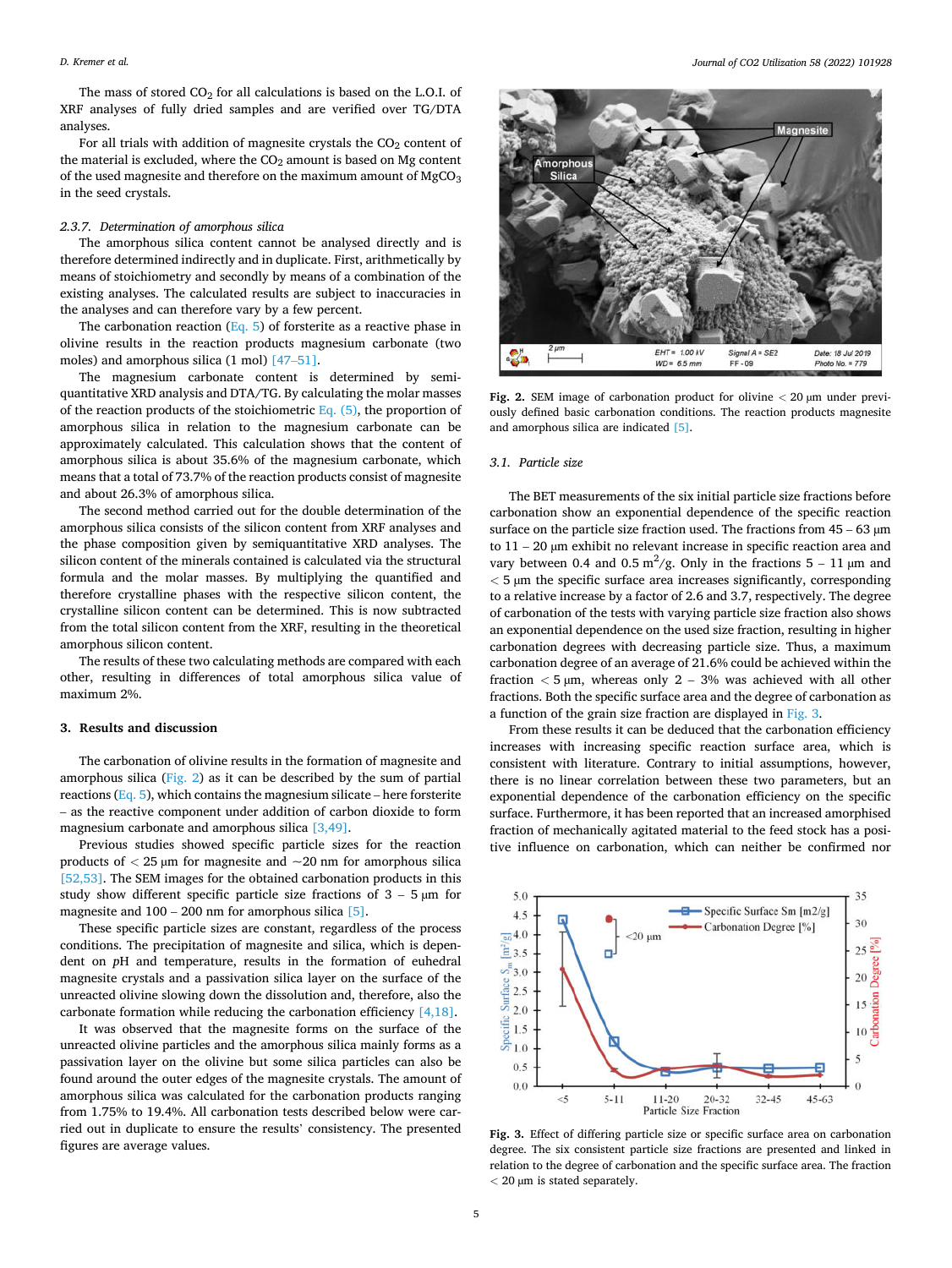The mass of stored $CO_2$ for all calculations is based on the L.O.I. of XRF analyses of fully dried samples and are verified over TG/DTA analyses.

For all trials with addition of magnesite crystals the $CO_2$ content of the material is excluded, where the $CO_2$ amount is based on Mg content of the used magnesite and therefore on the maximum amount of $MgCO_3$ in the seed crystals.

### 2.3.7. Determination of amorphous silica

The amorphous silica content cannot be analysed directly and is therefore determined indirectly and in duplicate. First, arithmetically by means of stoichiometry and secondly by means of a combination of the existing analyses. The calculated results are subject to inaccuracies in the analyses and can therefore vary by a few percent.

The carbonation reaction (Eq. 5) of forsterite as a reactive phase in olivine results in the reaction products magnesium carbonate (two moles) and amorphous silica (1 mol) [47–51].

The magnesium carbonate content is determined by semi-quantitative XRD analysis and DTA/TG. By calculating the molar masses of the reaction products of the stoichiometric Eq. (5), the proportion of amorphous silica in relation to the magnesium carbonate can be approximately calculated. This calculation shows that the content of amorphous silica is about 35.6% of the magnesium carbonate, which means that a total of 73.7% of the reaction products consist of magnesite and about 26.3% of amorphous silica.

The second method carried out for the double determination of the amorphous silica consists of the silicon content from XRF analyses and the phase composition given by semiquantitative XRD analyses. The silicon content of the minerals contained is calculated via the structural formula and the molar masses. By multiplying the quantified and therefore crystalline phases with the respective silicon content, the crystalline silicon content can be determined. This is now subtracted from the total silicon content from the XRF, resulting in the theoretical amorphous silicon content.

The results of these two calculating methods are compared with each other, resulting in differences of total amorphous silica value of maximum 2%.

## 3. Results and discussion

The carbonation of olivine results in the formation of magnesite and amorphous silica (Fig. 2) as it can be described by the sum of partial reactions (Eq. 5), which contains the magnesium silicate – here forsterite – as the reactive component under addition of carbon dioxide to form magnesium carbonate and amorphous silica [3,49].

Previous studies showed specific particle sizes for the reaction products of < 25 μm for magnesite and ~20 nm for amorphous silica [52,53]. The SEM images for the obtained carbonation products in this study show different specific particle size fractions of 3 – 5 μm for magnesite and 100 – 200 nm for amorphous silica [5].

These specific particle sizes are constant, regardless of the process conditions. The precipitation of magnesite and silica, which is dependent on *p*H and temperature, results in the formation of euhedral magnesite crystals and a passivation silica layer on the surface of the unreacted olivine slowing down the dissolution and, therefore, also the carbonate formation while reducing the carbonation efficiency [4,18].

It was observed that the magnesite forms on the surface of the unreacted olivine particles and the amorphous silica mainly forms as a passivation layer on the olivine but some silica particles can also be found around the outer edges of the magnesite crystals. The amount of amorphous silica was calculated for the carbonation products ranging from 1.75% to 19.4%. All carbonation tests described below were carried out in duplicate to ensure the results' consistency. The presented figures are average values.

**Fig. 2.** SEM image of carbonation product for olivine < 20 μm under previously defined basic carbonation conditions. The reaction products magnesite and amorphous silica are indicated [5].

### 3.1. Particle size

The BET measurements of the six initial particle size fractions before carbonation show an exponential dependence of the specific reaction surface on the particle size fraction used. The fractions from 45 – 63 μm to 11 – 20 μm exhibit no relevant increase in specific reaction area and vary between 0.4 and 0.5 $m^2/g$. Only in the fractions 5 – 11 μm and < 5 μm the specific surface area increases significantly, corresponding to a relative increase by a factor of 2.6 and 3.7, respectively. The degree of carbonation of the tests with varying particle size fraction also shows an exponential dependence on the used size fraction, resulting in higher carbonation degrees with decreasing particle size. Thus, a maximum carbonation degree of an average of 21.6% could be achieved within the fraction < 5 μm, whereas only 2 – 3% was achieved with all other fractions. Both the specific surface area and the degree of carbonation as a function of the grain size fraction are displayed in Fig. 3.

From these results it can be deduced that the carbonation efficiency increases with increasing specific reaction surface area, which is consistent with literature. Contrary to initial assumptions, however, there is no linear correlation between these two parameters, but an exponential dependence of the carbonation efficiency on the specific surface. Furthermore, it has been reported that an increased amorphised fraction of mechanically agitated material to the feed stock has a positive influence on carbonation, which can neither be confirmed nor

**Fig. 3.** Effect of differing particle size or specific surface area on carbonation degree. The six consistent particle size fractions are presented and linked in relation to the degree of carbonation and the specific surface area. The fraction < 20 μm is stated separately.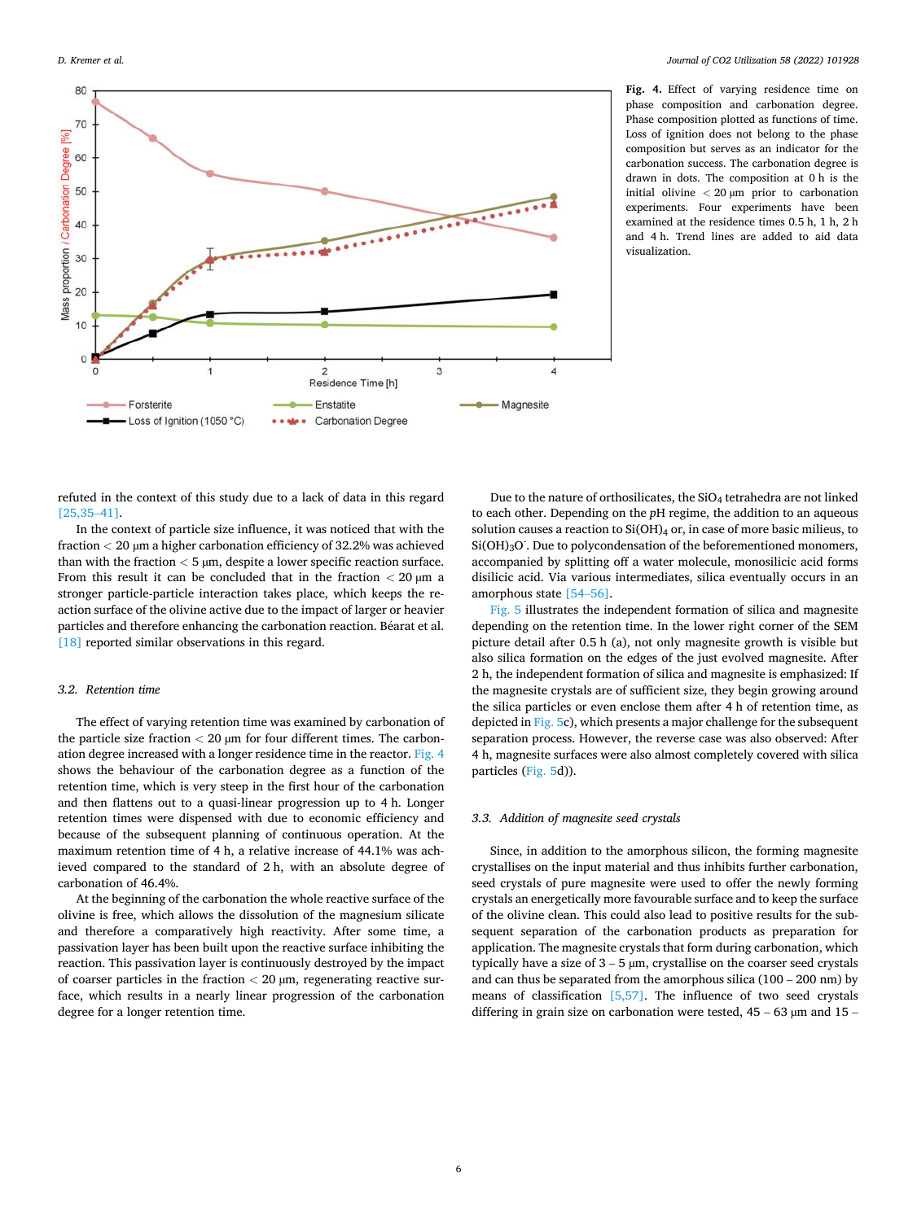Fig. 4. Effect of varying residence time on phase composition and carbonation degree. Phase composition plotted as functions of time. Loss of ignition does not belong to the phase composition but serves as an indicator for the carbonation success. The carbonation degree is drawn in dots. The composition at 0 h is the initial olivine < 20 µm prior to carbonation experiments. Four experiments have been examined at the residence times 0.5 h, 1 h, 2 h and 4 h. Trend lines are added to aid data visualization.

refuted in the context of this study due to a lack of data in this regard [25,35–41].

In the context of particle size influence, it was noticed that with the fraction < 20 µm a higher carbonation efficiency of 32.2% was achieved than with the fraction < 5 µm, despite a lower specific reaction surface. From this result it can be concluded that in the fraction < 20 µm a stronger particle-particle interaction takes place, which keeps the reaction surface of the olivine active due to the impact of larger or heavier particles and therefore enhancing the carbonation reaction. Béarat et al. [18] reported similar observations in this regard.

### 3.2. Retention time

The effect of varying retention time was examined by carbonation of the particle size fraction < 20 µm for four different times. The carbonation degree increased with a longer residence time in the reactor. Fig. 4 shows the behaviour of the carbonation degree as a function of the retention time, which is very steep in the first hour of the carbonation and then flattens out to a quasi-linear progression up to 4 h. Longer retention times were dispensed with due to economic efficiency and because of the subsequent planning of continuous operation. At the maximum retention time of 4 h, a relative increase of 44.1% was achieved compared to the standard of 2 h, with an absolute degree of carbonation of 46.4%.

At the beginning of the carbonation the whole reactive surface of the olivine is free, which allows the dissolution of the magnesium silicate and therefore a comparatively high reactivity. After some time, a passivation layer has been built upon the reactive surface inhibiting the reaction. This passivation layer is continuously destroyed by the impact of coarser particles in the fraction < 20 µm, regenerating reactive surface, which results in a nearly linear progression of the carbonation degree for a longer retention time.

Due to the nature of orthosilicates, the $SiO_4$ tetrahedra are not linked to each other. Depending on the *p*H regime, the addition to an aqueous solution causes a reaction to $Si(OH)_4$ or, in case of more basic milieus, to $Si(OH)_3O^-$. Due to polycondensation of the beforementioned monomers, accompanied by splitting off a water molecule, monosilicic acid forms disilicic acid. Via various intermediates, silica eventually occurs in an amorphous state [54–56].

Fig. 5 illustrates the independent formation of silica and magnesite depending on the retention time. In the lower right corner of the SEM picture detail after 0.5 h (a), not only magnesite growth is visible but also silica formation on the edges of the just evolved magnesite. After 2 h, the independent formation of silica and magnesite is emphasized: If the magnesite crystals are of sufficient size, they begin growing around the silica particles or even enclose them after 4 h of retention time, as depicted in Fig. 5c), which presents a major challenge for the subsequent separation process. However, the reverse case was also observed: After 4 h, magnesite surfaces were also almost completely covered with silica particles (Fig. 5d)).

### 3.3. Addition of magnesite seed crystals

Since, in addition to the amorphous silicon, the forming magnesite crystallises on the input material and thus inhibits further carbonation, seed crystals of pure magnesite were used to offer the newly forming crystals an energetically more favourable surface and to keep the surface of the olivine clean. This could also lead to positive results for the subsequent separation of the carbonation products as preparation for application. The magnesite crystals that form during carbonation, which typically have a size of 3 – 5 µm, crystallise on the coarser seed crystals and can thus be separated from the amorphous silica (100 – 200 nm) by means of classification [5,57]. The influence of two seed crystals differing in grain size on carbonation were tested, 45 – 63 µm and 15 –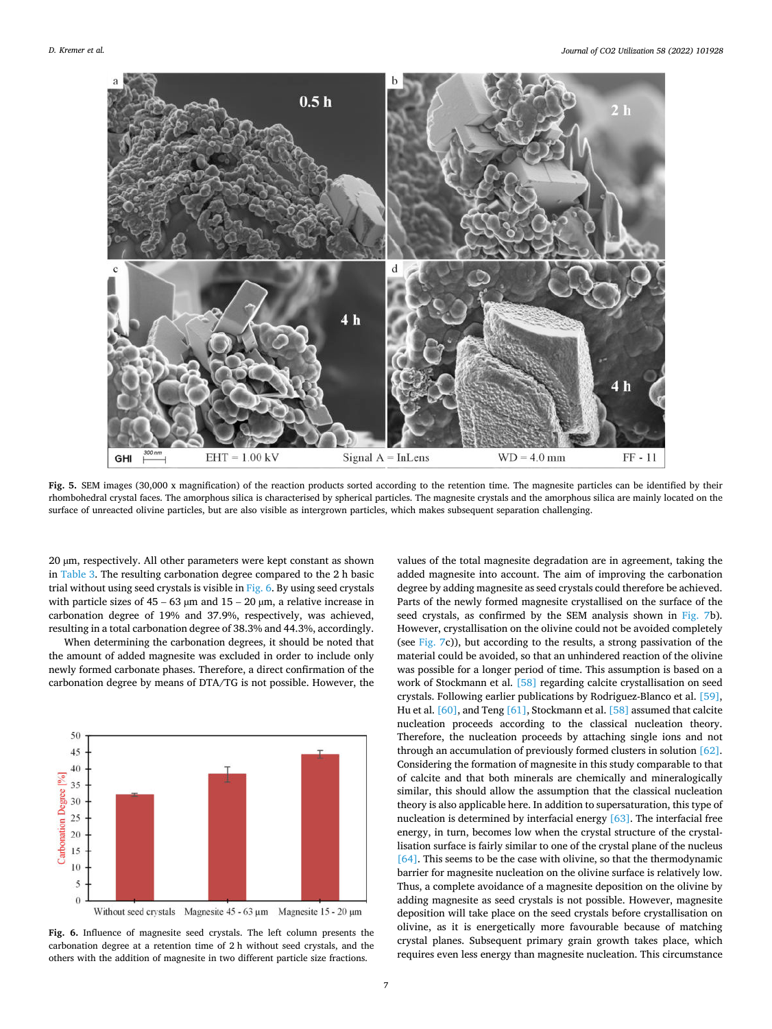**Fig. 5.** SEM images (30,000 x magnification) of the reaction products sorted according to the retention time. The magnesite particles can be identified by their rhombohedral crystal faces. The amorphous silica is characterised by spherical particles. The magnesite crystals and the amorphous silica are mainly located on the surface of unreacted olivine particles, but are also visible as intergrown particles, which makes subsequent separation challenging.

20 µm, respectively. All other parameters were kept constant as shown in Table 3. The resulting carbonation degree compared to the 2 h basic trial without using seed crystals is visible in Fig. 6. By using seed crystals with particle sizes of 45 – 63 µm and 15 – 20 µm, a relative increase in carbonation degree of 19% and 37.9%, respectively, was achieved, resulting in a total carbonation degree of 38.3% and 44.3%, accordingly.

When determining the carbonation degrees, it should be noted that the amount of added magnesite was excluded in order to include only newly formed carbonate phases. Therefore, a direct confirmation of the carbonation degree by means of DTA/TG is not possible. However, the values of the total magnesite degradation are in agreement, taking the added magnesite into account. The aim of improving the carbonation degree by adding magnesite as seed crystals could therefore be achieved. Parts of the newly formed magnesite crystallised on the surface of the seed crystals, as confirmed by the SEM analysis shown in Fig. 7b). However, crystallisation on the olivine could not be avoided completely (see Fig. 7c)), but according to the results, a strong passivation of the material could be avoided, so that an unhindered reaction of the olivine was possible for a longer period of time. This assumption is based on a work of Stockmann et al. [58] regarding calcite crystallisation on seed crystals. Following earlier publications by Rodriguez-Blanco et al. [59], Hu et al. [60], and Teng [61], Stockmann et al. [58] assumed that calcite nucleation proceeds according to the classical nucleation theory. Therefore, the nucleation proceeds by attaching single ions and not through an accumulation of previously formed clusters in solution [62]. Considering the formation of magnesite in this study comparable to that of calcite and that both minerals are chemically and mineralogically similar, this should allow the assumption that the classical nucleation theory is also applicable here. In addition to supersaturation, this type of nucleation is determined by interfacial energy [63]. The interfacial free energy, in turn, becomes low when the crystal structure of the crystallisation surface is fairly similar to one of the crystal plane of the nucleus [64]. This seems to be the case with olivine, so that the thermodynamic barrier for magnesite nucleation on the olivine surface is relatively low. Thus, a complete avoidance of a magnesite deposition on the olivine by adding magnesite as seed crystals is not possible. However, magnesite deposition will take place on the seed crystals before crystallisation on olivine, as it is energetically more favourable because of matching crystal planes. Subsequent primary grain growth takes place, which requires even less energy than magnesite nucleation. This circumstance

**Fig. 6.** Influence of magnesite seed crystals. The left column presents the carbonation degree at a retention time of 2 h without seed crystals, and the others with the addition of magnesite in two different particle size fractions.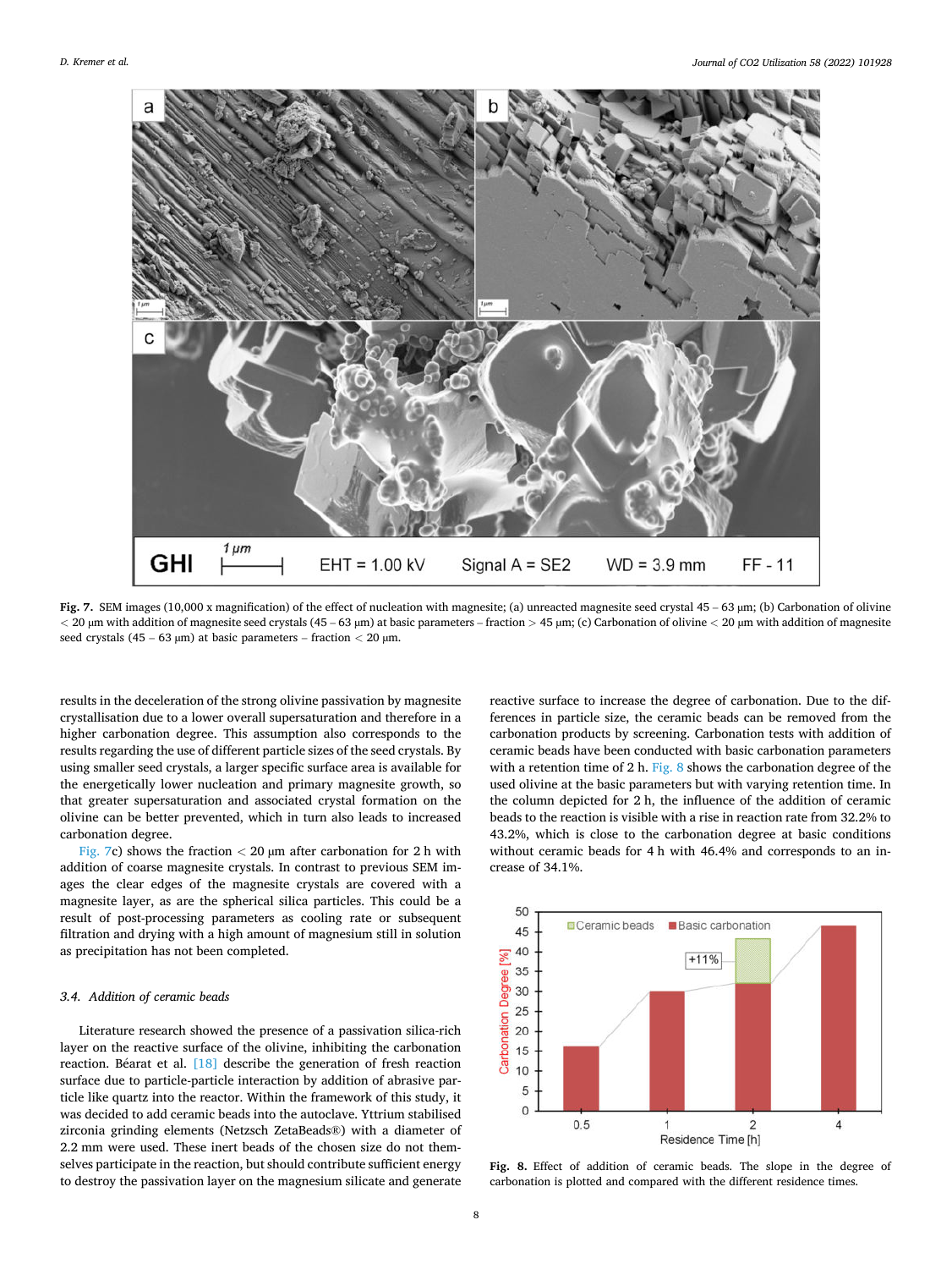Fig. 7. SEM images (10,000 x magnification) of the effect of nucleation with magnesite; (a) unreacted magnesite seed crystal 45 – 63 μm; (b) Carbonation of olivine < 20 μm with addition of magnesite seed crystals (45 – 63 μm) at basic parameters – fraction > 45 μm; (c) Carbonation of olivine < 20 μm with addition of magnesite seed crystals (45 – 63 μm) at basic parameters – fraction < 20 μm.

results in the deceleration of the strong olivine passivation by magnesite crystallisation due to a lower overall supersaturation and therefore in a higher carbonation degree. This assumption also corresponds to the results regarding the use of different particle sizes of the seed crystals. By using smaller seed crystals, a larger specific surface area is available for the energetically lower nucleation and primary magnesite growth, so that greater supersaturation and associated crystal formation on the olivine can be better prevented, which in turn also leads to increased carbonation degree.

Fig. 7c) shows the fraction < 20 μm after carbonation for 2 h with addition of coarse magnesite crystals. In contrast to previous SEM images the clear edges of the magnesite crystals are covered with a magnesite layer, as are the spherical silica particles. This could be a result of post-processing parameters as cooling rate or subsequent filtration and drying with a high amount of magnesium still in solution as precipitation has not been completed.

### 3.4. Addition of ceramic beads

Literature research showed the presence of a passivation silica-rich layer on the reactive surface of the olivine, inhibiting the carbonation reaction. Béarat et al. [18] describe the generation of fresh reaction surface due to particle-particle interaction by addition of abrasive particle like quartz into the reactor. Within the framework of this study, it was decided to add ceramic beads into the autoclave. Yttrium stabilised zirconia grinding elements (Netzsch ZetaBeads®) with a diameter of 2.2 mm were used. These inert beads of the chosen size do not themselves participate in the reaction, but should contribute sufficient energy to destroy the passivation layer on the magnesium silicate and generate reactive surface to increase the degree of carbonation. Due to the differences in particle size, the ceramic beads can be removed from the carbonation products by screening. Carbonation tests with addition of ceramic beads have been conducted with basic carbonation parameters with a retention time of 2 h. Fig. 8 shows the carbonation degree of the used olivine at the basic parameters but with varying retention time. In the column depicted for 2 h, the influence of the addition of ceramic beads to the reaction is visible with a rise in reaction rate from 32.2% to 43.2%, which is close to the carbonation degree at basic conditions without ceramic beads for 4 h with 46.4% and corresponds to an increase of 34.1%.

Fig. 8. Effect of addition of ceramic beads. The slope in the degree of carbonation is plotted and compared with the different residence times.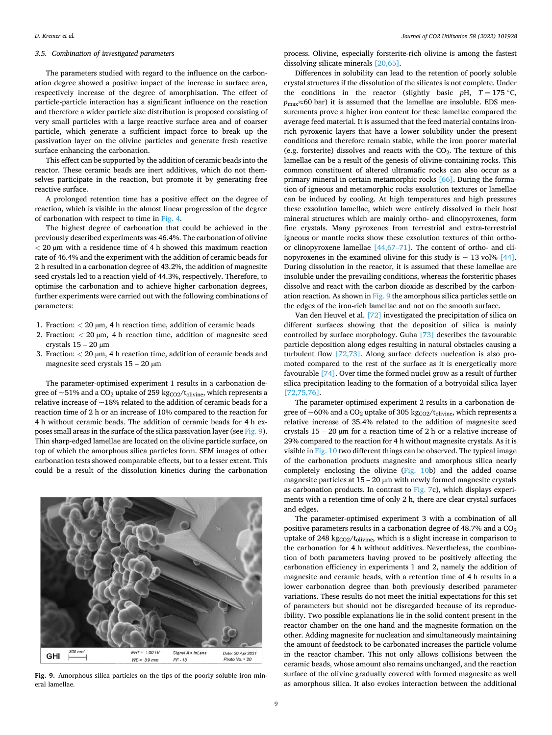### 3.5. Combination of investigated parameters

The parameters studied with regard to the influence on the carbonation degree showed a positive impact of the increase in surface area, respectively increase of the degree of amorphisation. The effect of particle-particle interaction has a significant influence on the reaction and therefore a wider particle size distribution is proposed consisting of very small particles with a large reactive surface area and of coarser particle, which generate a sufficient impact force to break up the passivation layer on the olivine particles and generate fresh reactive surface enhancing the carbonation.

This effect can be supported by the addition of ceramic beads into the reactor. These ceramic beads are inert additives, which do not themselves participate in the reaction, but promote it by generating free reactive surface.

A prolonged retention time has a positive effect on the degree of reaction, which is visible in the almost linear progression of the degree of carbonation with respect to time in Fig. 4.

The highest degree of carbonation that could be achieved in the previously described experiments was 46.4%. The carbonation of olivine < 20 μm with a residence time of 4 h showed this maximum reaction rate of 46.4% and the experiment with the addition of ceramic beads for 2 h resulted in a carbonation degree of 43.2%, the addition of magnesite seed crystals led to a reaction yield of 44.3%, respectively. Therefore, to optimise the carbonation and to achieve higher carbonation degrees, further experiments were carried out with the following combinations of parameters:

1. Fraction: < 20 μm, 4 h reaction time, addition of ceramic beads
2. Fraction: < 20 μm, 4 h reaction time, addition of magnesite seed crystals 15 – 20 μm
3. Fraction: < 20 μm, 4 h reaction time, addition of ceramic beads and magnesite seed crystals 15 – 20 μm

The parameter-optimised experiment 1 results in a carbonation degree of ~51% and a $CO_2$ uptake of 259 $kg_{CO2}/t_{olivine}$, which represents a relative increase of ~18% related to the addition of ceramic beads for a reaction time of 2 h or an increase of 10% compared to the reaction for 4 h without ceramic beads. The addition of ceramic beads for 4 h exposes small areas in the surface of the silica passivation layer (see Fig. 9). Thin sharp-edged lamellae are located on the olivine particle surface, on top of which the amorphous silica particles form. SEM images of other carbonation tests showed comparable effects, but to a lesser extent. This could be a result of the dissolution kinetics during the carbonation process. Olivine, especially forsterite-rich olivine is among the fastest dissolving silicate minerals [20,65].

Fig. 9. Amorphous silica particles on the tips of the poorly soluble iron mineral lamellae.

Differences in solubility can lead to the retention of poorly soluble crystal structures if the dissolution of the silicates is not complete. Under the conditions in the reactor (slightly basic $pH$, $T = 175$ °C, $p_{max} \approx 60$ bar) it is assumed that the lamellae are insoluble. EDS measurements prove a higher iron content for these lamellae compared the average feed material. It is assumed that the feed material contains iron-rich pyroxenic layers that have a lower solubility under the present conditions and therefore remain stable, while the iron poorer material (e.g. forsterite) dissolves and reacts with the $CO_2$. The texture of this lamellae can be a result of the genesis of olivine-containing rocks. This common constituent of altered ultramafic rocks can also occur as a primary mineral in certain metamorphic rocks [66]. During the formation of igneous and metamorphic rocks exsolution textures or lamellae can be induced by cooling. At high temperatures and high pressures these exsolution lamellae, which were entirely dissolved in their host mineral structures which are mainly ortho- and clinopyroxenes, form fine crystals. Many pyroxenes from terrestrial and extra-terrestrial igneous or mantle rocks show these exsolution textures of thin ortho- or clinopyroxene lamellae [44,67–71]. The content of ortho- and clinopyroxenes in the examined olivine for this study is ~ 13 vol% [44]. During dissolution in the reactor, it is assumed that these lamellae are insoluble under the prevailing conditions, whereas the forsteritic phases dissolve and react with the carbon dioxide as described by the carbonation reaction. As shown in Fig. 9 the amorphous silica particles settle on the edges of the iron-rich lamellae and not on the smooth surface.

Van den Heuvel et al. [72] investigated the precipitation of silica on different surfaces showing that the deposition of silica is mainly controlled by surface morphology. Guha [73] describes the favourable particle deposition along edges resulting in natural obstacles causing a turbulent flow [72,73]. Along surface defects nucleation is also promoted compared to the rest of the surface as it is energetically more favourable [74]. Over time the formed nuclei grow as a result of further silica precipitation leading to the formation of a botryoidal silica layer [72,75,76].

The parameter-optimised experiment 2 results in a carbonation degree of ~60% and a $CO_2$ uptake of 305 $kg_{CO2}/t_{olivine}$, which represents a relative increase of 35.4% related to the addition of magnesite seed crystals 15 – 20 μm for a reaction time of 2 h or a relative increase of 29% compared to the reaction for 4 h without magnesite crystals. As it is visible in Fig. 10 two different things can be observed. The typical image of the carbonation products magnesite and amorphous silica nearly completely enclosing the olivine (Fig. 10b) and the added coarse magnesite particles at 15 – 20 μm with newly formed magnesite crystals as carbonation products. In contrast to Fig. 7c), which displays experiments with a retention time of only 2 h, there are clear crystal surfaces and edges.

The parameter-optimised experiment 3 with a combination of all positive parameters results in a carbonation degree of 48.7% and a $CO_2$ uptake of 248 $kg_{CO2}/t_{olivine}$, which is a slight increase in comparison to the carbonation for 4 h without additives. Nevertheless, the combination of both parameters having proved to be positively affecting the carbonation efficiency in experiments 1 and 2, namely the addition of magnesite and ceramic beads, with a retention time of 4 h results in a lower carbonation degree than both previously described parameter variations. These results do not meet the initial expectations for this set of parameters but should not be disregarded because of its reproducibility. Two possible explanations lie in the solid content present in the reactor chamber on the one hand and the magnesite formation on the other. Adding magnesite for nucleation and simultaneously maintaining the amount of feedstock to be carbonated increases the particle volume in the reactor chamber. This not only allows collisions between the ceramic beads, whose amount also remains unchanged, and the reaction surface of the olivine gradually covered with formed magnesite as well as amorphous silica. It also evokes interaction between the additional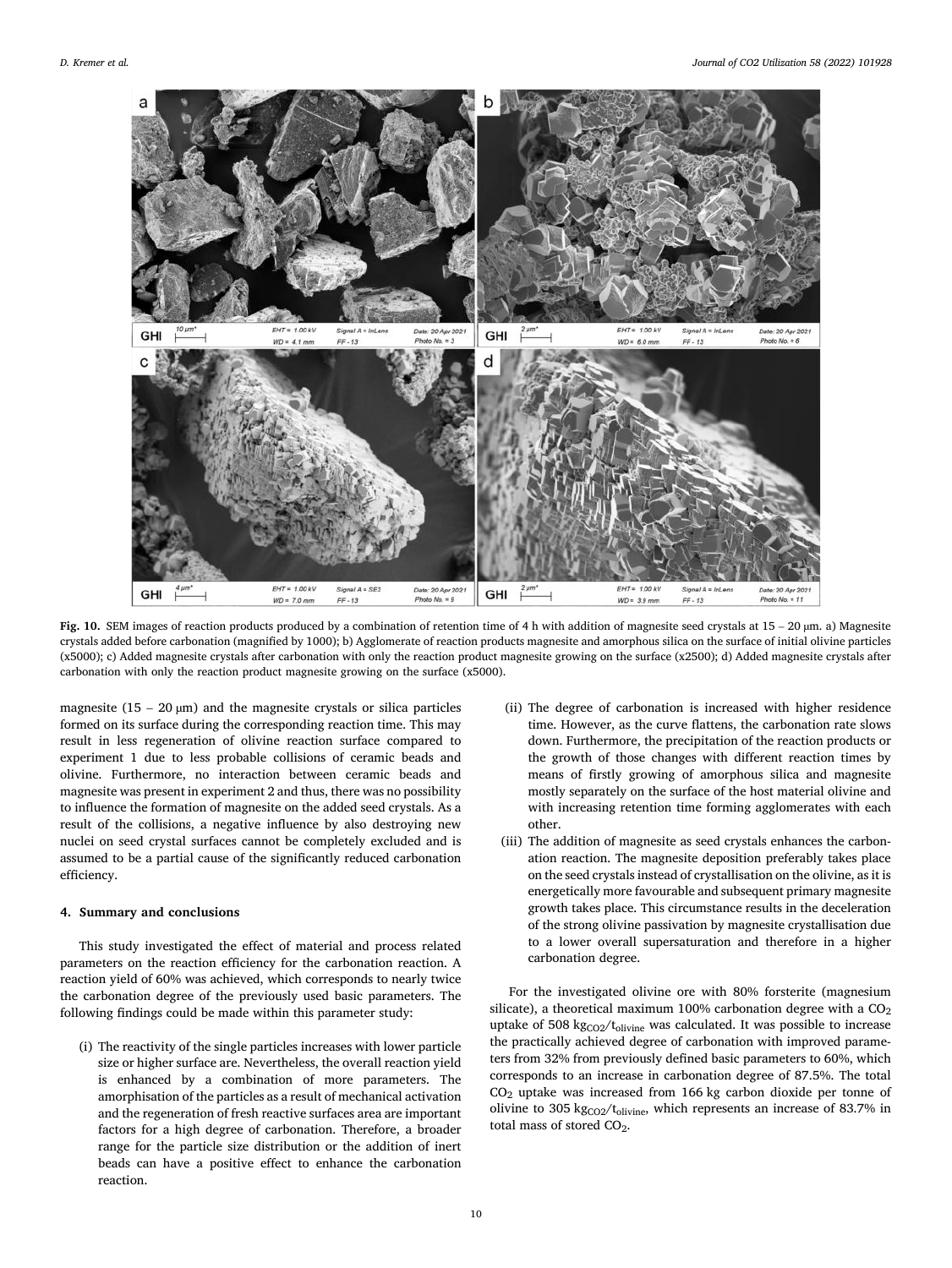Fig. 10. SEM images of reaction products produced by a combination of retention time of 4 h with addition of magnesite seed crystals at 15 – 20 µm. a) Magnesite crystals added before carbonation (magnified by 1000); b) Agglomerate of reaction products magnesite and amorphous silica on the surface of initial olivine particles (x5000); c) Added magnesite crystals after carbonation with only the reaction product magnesite growing on the surface (x2500); d) Added magnesite crystals after carbonation with only the reaction product magnesite growing on the surface (x5000).

magnesite (15 – 20 µm) and the magnesite crystals or silica particles formed on its surface during the corresponding reaction time. This may result in less regeneration of olivine reaction surface compared to experiment 1 due to less probable collisions of ceramic beads and olivine. Furthermore, no interaction between ceramic beads and magnesite was present in experiment 2 and thus, there was no possibility to influence the formation of magnesite on the added seed crystals. As a result of the collisions, a negative influence by also destroying new nuclei on seed crystal surfaces cannot be completely excluded and is assumed to be a partial cause of the significantly reduced carbonation efficiency.

## 4. Summary and conclusions

This study investigated the effect of material and process related parameters on the reaction efficiency for the carbonation reaction. A reaction yield of 60% was achieved, which corresponds to nearly twice the carbonation degree of the previously used basic parameters. The following findings could be made within this parameter study:

(i) The reactivity of the single particles increases with lower particle size or higher surface are. Nevertheless, the overall reaction yield is enhanced by a combination of more parameters. The amorphisation of the particles as a result of mechanical activation and the regeneration of fresh reactive surfaces area are important factors for a high degree of carbonation. Therefore, a broader range for the particle size distribution or the addition of inert beads can have a positive effect to enhance the carbonation reaction.

(ii) The degree of carbonation is increased with higher residence time. However, as the curve flattens, the carbonation rate slows down. Furthermore, the precipitation of the reaction products or the growth of those changes with different reaction times by means of firstly growing of amorphous silica and magnesite mostly separately on the surface of the host material olivine and with increasing retention time forming agglomerates with each other.

(iii) The addition of magnesite as seed crystals enhances the carbonation reaction. The magnesite deposition preferably takes place on the seed crystals instead of crystallisation on the olivine, as it is energetically more favourable and subsequent primary magnesite growth takes place. This circumstance results in the deceleration of the strong olivine passivation by magnesite crystallisation due to a lower overall supersaturation and therefore in a higher carbonation degree.

For the investigated olivine ore with 80% forsterite (magnesium silicate), a theoretical maximum 100% carbonation degree with a $CO_2$ uptake of 508 $kg_{CO2}/t_{olivine}$ was calculated. It was possible to increase the practically achieved degree of carbonation with improved parameters from 32% from previously defined basic parameters to 60%, which corresponds to an increase in carbonation degree of 87.5%. The total $CO_2$ uptake was increased from 166 kg carbon dioxide per tonne of olivine to 305 $kg_{CO2}/t_{olivine}$, which represents an increase of 83.7% in total mass of stored $CO_2$.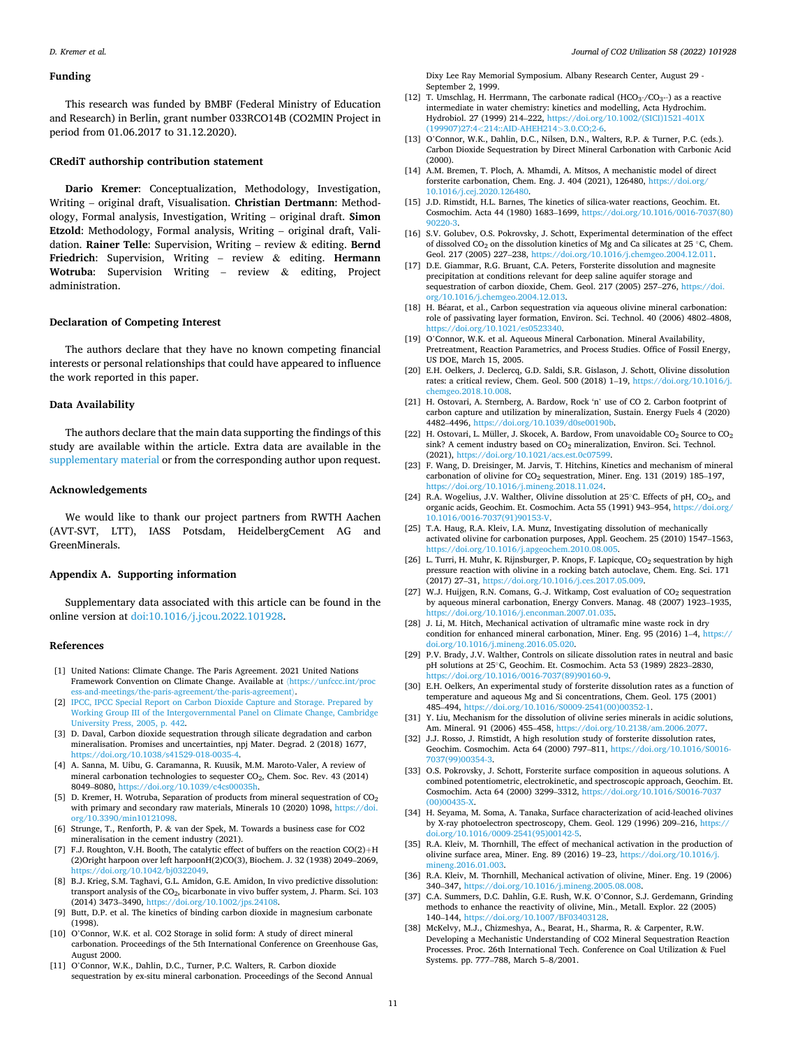## Funding

This research was funded by BMBF (Federal Ministry of Education and Research) in Berlin, grant number 033RCO14B (CO2MIN Project in period from 01.06.2017 to 31.12.2020).

## CRediT authorship contribution statement

**Dario Kremer**: Conceptualization, Methodology, Investigation, Writing – original draft, Visualisation. **Christian Dertmann**: Methodology, Formal analysis, Investigation, Writing – original draft. **Simon Etzold**: Methodology, Formal analysis, Writing – original draft, Validation. **Rainer Telle**: Supervision, Writing – review & editing. **Bernd Friedrich**: Supervision, Writing – review & editing. **Hermann Wotruba**: Supervision Writing – review & editing, Project administration.

## Declaration of Competing Interest

The authors declare that they have no known competing financial interests or personal relationships that could have appeared to influence the work reported in this paper.

## Data Availability

The authors declare that the main data supporting the findings of this study are available within the article. Extra data are available in the supplementary material or from the corresponding author upon request.

## Acknowledgements

We would like to thank our project partners from RWTH Aachen (AVT-SVT, LTT), IASS Potsdam, HeidelbergCement AG and GreenMinerals.

## Appendix A. Supporting information

Supplementary data associated with this article can be found in the online version at doi:10.1016/j.jcou.2022.101928.

## References

[1] United Nations: Climate Change. The Paris Agreement. 2021 United Nations Framework Convention on Climate Change. Available at ⟨https://unfccc.int/process-and-meetings/the-paris-agreement/the-paris-agreement⟩.

[2] IPCC, IPCC Special Report on Carbon Dioxide Capture and Storage. Prepared by Working Group III of the Intergovernmental Panel on Climate Change, Cambridge University Press, 2005, p. 442.

[3] D. Daval, Carbon dioxide sequestration through silicate degradation and carbon mineralisation. Promises and uncertainties, npj Mater. Degrad. 2 (2018) 1677, https://doi.org/10.1038/s41529-018-0035-4.

[4] A. Sanna, M. Uibu, G. Caramanna, R. Kuusik, M.M. Maroto-Valer, A review of mineral carbonation technologies to sequester $CO_2$, Chem. Soc. Rev. 43 (2014) 8049–8080, https://doi.org/10.1039/c4cs00035h.

[5] D. Kremer, H. Wotruba, Separation of products from mineral sequestration of $CO_2$ with primary and secondary raw materials, Minerals 10 (2020) 1098, https://doi.org/10.3390/min10121098.

[6] Strunge, T., Renforth, P. & van der Spek, M. Towards a business case for CO2 mineralisation in the cement industry (2021).

[7] F.J. Roughton, V.H. Booth, The catalytic effect of buffers on the reaction CO(2)+H(2)Oright harpoon over left harpoonH(2)CO(3), Biochem. J. 32 (1938) 2049–2069, https://doi.org/10.1042/bj0322049.

[8] B.J. Krieg, S.M. Taghavi, G.L. Amidon, G.E. Amidon, In vivo predictive dissolution: transport analysis of the $CO_2$, bicarbonate in vivo buffer system, J. Pharm. Sci. 103 (2014) 3473–3490, https://doi.org/10.1002/jps.24108.

[9] Butt, D.P. et al. The kinetics of binding carbon dioxide in magnesium carbonate (1998).

[10] O'Connor, W.K. et al. CO2 Storage in solid form: A study of direct mineral carbonation. Proceedings of the 5th International Conference on Greenhouse Gas, August 2000.

[11] O'Connor, W.K., Dahlin, D.C., Turner, P.C. Walters, R. Carbon dioxide sequestration by ex-situ mineral carbonation. Proceedings of the Second Annual Dixy Lee Ray Memorial Symposium. Albany Research Center, August 29 - September 2, 1999.

[12] T. Umschlag, H. Herrmann, The carbonate radical ($HCO_3\cdot/CO_3\cdot^-$) as a reactive intermediate in water chemistry: kinetics and modelling, Acta Hydrochim. Hydrobiol. 27 (1999) 214–222, https://doi.org/10.1002/(SICI)1521-401X(199907)27:4<214::AID-AHEH214>3.0.CO;2-6.

[13] O'Connor, W.K., Dahlin, D.C., Nilsen, D.N., Walters, R.P. & Turner, P.C. (eds.). Carbon Dioxide Sequestration by Direct Mineral Carbonation with Carbonic Acid (2000).

[14] A.M. Bremen, T. Ploch, A. Mhamdi, A. Mitsos, A mechanistic model of direct forsterite carbonation, Chem. Eng. J. 404 (2021), 126480, https://doi.org/10.1016/j.cej.2020.126480.

[15] J.D. Rimstidt, H.L. Barnes, The kinetics of silica-water reactions, Geochim. Et. Cosmochim. Acta 44 (1980) 1683–1699, https://doi.org/10.1016/0016-7037(80)90220-3.

[16] S.V. Golubev, O.S. Pokrovsky, J. Schott, Experimental determination of the effect of dissolved $CO_2$ on the dissolution kinetics of Mg and Ca silicates at 25 °C, Chem. Geol. 217 (2005) 227–238, https://doi.org/10.1016/j.chemgeo.2004.12.011.

[17] D.E. Giammar, R.G. Bruant, C.A. Peters, Forsterite dissolution and magnesite precipitation at conditions relevant for deep saline aquifer storage and sequestration of carbon dioxide, Chem. Geol. 217 (2005) 257–276, https://doi.org/10.1016/j.chemgeo.2004.12.013.

[18] H. Béarat, et al., Carbon sequestration via aqueous olivine mineral carbonation: role of passivating layer formation, Environ. Sci. Technol. 40 (2006) 4802–4808, https://doi.org/10.1021/es0523340.

[19] O'Connor, W.K. et al. Aqueous Mineral Carbonation. Mineral Availability, Pretreatment, Reaction Parametrics, and Process Studies. Office of Fossil Energy, US DOE, March 15, 2005.

[20] E.H. Oelkers, J. Declercq, G.D. Saldi, S.R. Gislason, J. Schott, Olivine dissolution rates: a critical review, Chem. Geol. 500 (2018) 1–19, https://doi.org/10.1016/j.chemgeo.2018.10.008.

[21] H. Ostovari, A. Sternberg, A. Bardow, Rock 'n' use of CO 2. Carbon footprint of carbon capture and utilization by mineralization, Sustain. Energy Fuels 4 (2020) 4482–4496, https://doi.org/10.1039/d0se00190b.

[22] H. Ostovari, L. Müller, J. Skocek, A. Bardow, From unavoidable $CO_2$ Source to $CO_2$ sink? A cement industry based on $CO_2$ mineralization, Environ. Sci. Technol. (2021), https://doi.org/10.1021/acs.est.0c07599.

[23] F. Wang, D. Dreisinger, M. Jarvis, T. Hitchins, Kinetics and mechanism of mineral carbonation of olivine for $CO_2$ sequestration, Miner. Eng. 131 (2019) 185–197, https://doi.org/10.1016/j.mineng.2018.11.024.

[24] R.A. Wogelius, J.V. Walther, Olivine dissolution at 25°C. Effects of pH, $CO_2$, and organic acids, Geochim. Et. Cosmochim. Acta 55 (1991) 943–954, https://doi.org/10.1016/0016-7037(91)90153-V.

[25] T.A. Haug, R.A. Kleiv, I.A. Munz, Investigating dissolution of mechanically activated olivine for carbonation purposes, Appl. Geochem. 25 (2010) 1547–1563, https://doi.org/10.1016/j.apgeochem.2010.08.005.

[26] L. Turri, H. Muhr, K. Rijnsburger, P. Knops, F. Lapicque, $CO_2$ sequestration by high pressure reaction with olivine in a rocking batch autoclave, Chem. Eng. Sci. 171 (2017) 27–31, https://doi.org/10.1016/j.ces.2017.05.009.

[27] W.J. Huijgen, R.N. Comans, G.-J. Witkamp, Cost evaluation of $CO_2$ sequestration by aqueous mineral carbonation, Energy Convers. Manag. 48 (2007) 1923–1935, https://doi.org/10.1016/j.enconman.2007.01.035.

[28] J. Li, M. Hitch, Mechanical activation of ultramafic mine waste rock in dry condition for enhanced mineral carbonation, Miner. Eng. 95 (2016) 1–4, https://doi.org/10.1016/j.mineng.2016.05.020.

[29] P.V. Brady, J.V. Walther, Controls on silicate dissolution rates in neutral and basic pH solutions at 25°C, Geochim. Et. Cosmochim. Acta 53 (1989) 2823–2830, https://doi.org/10.1016/0016-7037(89)90160-9.

[30] E.H. Oelkers, An experimental study of forsterite dissolution rates as a function of temperature and aqueous Mg and Si concentrations, Chem. Geol. 175 (2001) 485–494, https://doi.org/10.1016/S0009-2541(00)00352-1.

[31] Y. Liu, Mechanism for the dissolution of olivine series minerals in acidic solutions, Am. Mineral. 91 (2006) 455–458, https://doi.org/10.2138/am.2006.2077.

[32] J.J. Rosso, J. Rimstidt, A high resolution study of forsterite dissolution rates, Geochim. Cosmochim. Acta 64 (2000) 797–811, https://doi.org/10.1016/S0016-7037(99)00354-3.

[33] O.S. Pokrovsky, J. Schott, Forsterite surface composition in aqueous solutions. A combined potentiometric, electrokinetic, and spectroscopic approach, Geochim. Et. Cosmochim. Acta 64 (2000) 3299–3312, https://doi.org/10.1016/S0016-7037(00)00435-X.

[34] H. Seyama, M. Soma, A. Tanaka, Surface characterization of acid-leached olivines by X-ray photoelectron spectroscopy, Chem. Geol. 129 (1996) 209–216, https://doi.org/10.1016/0009-2541(95)00142-5.

[35] R.A. Kleiv, M. Thornhill, The effect of mechanical activation in the production of olivine surface area, Miner. Eng. 89 (2016) 19–23, https://doi.org/10.1016/j.mineng.2016.01.003.

[36] R.A. Kleiv, M. Thornhill, Mechanical activation of olivine, Miner. Eng. 19 (2006) 340–347, https://doi.org/10.1016/j.mineng.2005.08.008.

[37] C.A. Summers, D.C. Dahlin, G.E. Rush, W.K. O'Connor, S.J. Gerdemann, Grinding methods to enhance the reactivity of olivine, Min., Metall. Explor. 22 (2005) 140–144, https://doi.org/10.1007/BF03403128.

[38] McKelvy, M.J., Chizmeshya, A., Bearat, H., Sharma, R. & Carpenter, R.W. Developing a Mechanistic Understanding of CO2 Mineral Sequestration Reaction Processes. Proc. 26th International Tech. Conference on Coal Utilization & Fuel Systems. pp. 777–788, March 5–8/2001.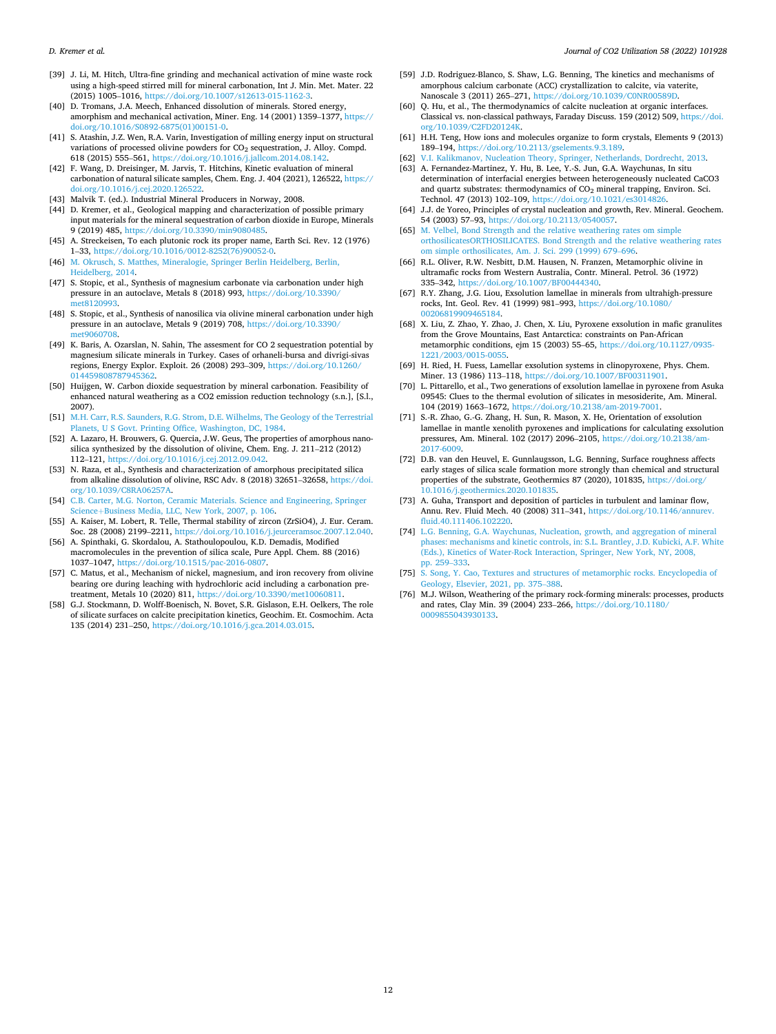[39] J. Li, M. Hitch, Ultra-fine grinding and mechanical activation of mine waste rock using a high-speed stirred mill for mineral carbonation, Int J. Min. Met. Mater. 22 (2015) 1005–1016, https://doi.org/10.1007/s12613-015-1162-3.

[40] D. Tromans, J.A. Meech, Enhanced dissolution of minerals. Stored energy, amorphism and mechanical activation, Miner. Eng. 14 (2001) 1359–1377, https://doi.org/10.1016/S0892-6875(01)00151-0.

[41] S. Atashin, J.Z. Wen, R.A. Varin, Investigation of milling energy input on structural variations of processed olivine powders for $CO_2$ sequestration, J. Alloy. Compd. 618 (2015) 555–561, https://doi.org/10.1016/j.jallcom.2014.08.142.

[42] F. Wang, D. Dreisinger, M. Jarvis, T. Hitchins, Kinetic evaluation of mineral carbonation of natural silicate samples, Chem. Eng. J. 404 (2021), 126522, https://doi.org/10.1016/j.cej.2020.126522.

[43] Malvik T. (ed.). Industrial Mineral Producers in Norway, 2008.

[44] D. Kremer, et al., Geological mapping and characterization of possible primary input materials for the mineral sequestration of carbon dioxide in Europe, Minerals 9 (2019) 485, https://doi.org/10.3390/min9080485.

[45] A. Streckeisen, To each plutonic rock its proper name, Earth Sci. Rev. 12 (1976) 1–33, https://doi.org/10.1016/0012-8252(76)90052-0.

[46] M. Okrusch, S. Matthes, Mineralogie, Springer Berlin Heidelberg, Berlin, Heidelberg, 2014.

[47] S. Stopic, et al., Synthesis of magnesium carbonate via carbonation under high pressure in an autoclave, Metals 8 (2018) 993, https://doi.org/10.3390/met8120993.

[48] S. Stopic, et al., Synthesis of nanosilica via olivine mineral carbonation under high pressure in an autoclave, Metals 9 (2019) 708, https://doi.org/10.3390/met9060708.

[49] K. Baris, A. Ozarslan, N. Sahin, The assesment for CO 2 sequestration potential by magnesium silicate minerals in Turkey. Cases of orhaneli-bursa and divrigi-sivas regions, Energy Explor. Exploit. 26 (2008) 293–309, https://doi.org/10.1260/014459808787945362.

[50] Huijgen, W. Carbon dioxide sequestration by mineral carbonation. Feasibility of enhanced natural weathering as a CO2 emission reduction technology (s.n.], [S.l., 2007).

[51] M.H. Carr, R.S. Saunders, R.G. Strom, D.E. Wilhelms, The Geology of the Terrestrial Planets, U S Govt. Printing Office, Washington, DC, 1984.

[52] A. Lazaro, H. Brouwers, G. Quercia, J.W. Geus, The properties of amorphous nano-silica synthesized by the dissolution of olivine, Chem. Eng. J. 211–212 (2012) 112–121, https://doi.org/10.1016/j.cej.2012.09.042.

[53] N. Raza, et al., Synthesis and characterization of amorphous precipitated silica from alkaline dissolution of olivine, RSC Adv. 8 (2018) 32651–32658, https://doi.org/10.1039/C8RA06257A.

[54] C.B. Carter, M.G. Norton, Ceramic Materials. Science and Engineering, Springer Science+Business Media, LLC, New York, 2007, p. 106.

[55] A. Kaiser, M. Lobert, R. Telle, Thermal stability of zircon (ZrSiO4), J. Eur. Ceram. Soc. 28 (2008) 2199–2211, https://doi.org/10.1016/j.jeurceramsoc.2007.12.040.

[56] A. Spinthaki, G. Skordalou, A. Stathoulopoulou, K.D. Demadis, Modified macromolecules in the prevention of silica scale, Pure Appl. Chem. 88 (2016) 1037–1047, https://doi.org/10.1515/pac-2016-0807.

[57] C. Matus, et al., Mechanism of nickel, magnesium, and iron recovery from olivine bearing ore during leaching with hydrochloric acid including a carbonation pre-treatment, Metals 10 (2020) 811, https://doi.org/10.3390/met10060811.

[58] G.J. Stockmann, D. Wolff-Boenisch, N. Bovet, S.R. Gislason, E.H. Oelkers, The role of silicate surfaces on calcite precipitation kinetics, Geochim. Et. Cosmochim. Acta 135 (2014) 231–250, https://doi.org/10.1016/j.gca.2014.03.015.

[59] J.D. Rodriguez-Blanco, S. Shaw, L.G. Benning, The kinetics and mechanisms of amorphous calcium carbonate (ACC) crystallization to calcite, via vaterite, Nanoscale 3 (2011) 265–271, https://doi.org/10.1039/C0NR00589D.

[60] Q. Hu, et al., The thermodynamics of calcite nucleation at organic interfaces. Classical vs. non-classical pathways, Faraday Discuss. 159 (2012) 509, https://doi.org/10.1039/C2FD20124K.

[61] H.H. Teng, How ions and molecules organize to form crystals, Elements 9 (2013) 189–194, https://doi.org/10.2113/gselements.9.3.189.

[62] V.I. Kalikmanov, Nucleation Theory, Springer, Netherlands, Dordrecht, 2013.

[63] A. Fernandez-Martinez, Y. Hu, B. Lee, Y.-S. Jun, G.A. Waychunas, In situ determination of interfacial energies between heterogeneously nucleated CaCO3 and quartz substrates: thermodynamics of $CO_2$ mineral trapping, Environ. Sci. Technol. 47 (2013) 102–109, https://doi.org/10.1021/es3014826.

[64] J.J. de Yoreo, Principles of crystal nucleation and growth, Rev. Mineral. Geochem. 54 (2003) 57–93, https://doi.org/10.2113/0540057.

[65] M. Velbel, Bond Strength and the relative weathering rates om simple orthosilicatesORTHOSILICATES. Bond Strength and the relative weathering rates om simple orthosilicates, Am. J. Sci. 299 (1999) 679–696.

[66] R.L. Oliver, R.W. Nesbitt, D.M. Hausen, N. Franzen, Metamorphic olivine in ultramafic rocks from Western Australia, Contr. Mineral. Petrol. 36 (1972) 335–342, https://doi.org/10.1007/BF00444340.

[67] R.Y. Zhang, J.G. Liou, Exsolution lamellae in minerals from ultrahigh-pressure rocks, Int. Geol. Rev. 41 (1999) 981–993, https://doi.org/10.1080/00206819909465184.

[68] X. Liu, Z. Zhao, Y. Zhao, J. Chen, X. Liu, Pyroxene exsolution in mafic granulites from the Grove Mountains, East Antarctica: constraints on Pan-African metamorphic conditions, ejm 15 (2003) 55–65, https://doi.org/10.1127/0935-1221/2003/0015-0055.

[69] H. Ried, H. Fuess, Lamellar exsolution systems in clinopyroxene, Phys. Chem. Miner. 13 (1986) 113–118, https://doi.org/10.1007/BF00311901.

[70] L. Pittarello, et al., Two generations of exsolution lamellae in pyroxene from Asuka 09545: Clues to the thermal evolution of silicates in mesosiderite, Am. Mineral. 104 (2019) 1663–1672, https://doi.org/10.2138/am-2019-7001.

[71] S.-R. Zhao, G.-G. Zhang, H. Sun, R. Mason, X. He, Orientation of exsolution lamellae in mantle xenolith pyroxenes and implications for calculating exsolution pressures, Am. Mineral. 102 (2017) 2096–2105, https://doi.org/10.2138/am-2017-6009.

[72] D.B. van den Heuvel, E. Gunnlaugsson, L.G. Benning, Surface roughness affects early stages of silica scale formation more strongly than chemical and structural properties of the substrate, Geothermics 87 (2020), 101835, https://doi.org/10.1016/j.geothermics.2020.101835.

[73] A. Guha, Transport and deposition of particles in turbulent and laminar flow, Annu. Rev. Fluid Mech. 40 (2008) 311–341, https://doi.org/10.1146/annurev.fluid.40.111406.102220.

[74] L.G. Benning, G.A. Waychunas, Nucleation, growth, and aggregation of mineral phases: mechanisms and kinetic controls, in: S.L. Brantley, J.D. Kubicki, A.F. White (Eds.), Kinetics of Water-Rock Interaction, Springer, New York, NY, 2008, pp. 259–333.

[75] S. Song, Y. Cao, Textures and structures of metamorphic rocks. Encyclopedia of Geology, Elsevier, 2021, pp. 375–388.

[76] M.J. Wilson, Weathering of the primary rock-forming minerals: processes, products and rates, Clay Min. 39 (2004) 233–266, https://doi.org/10.1180/0009855043930133.